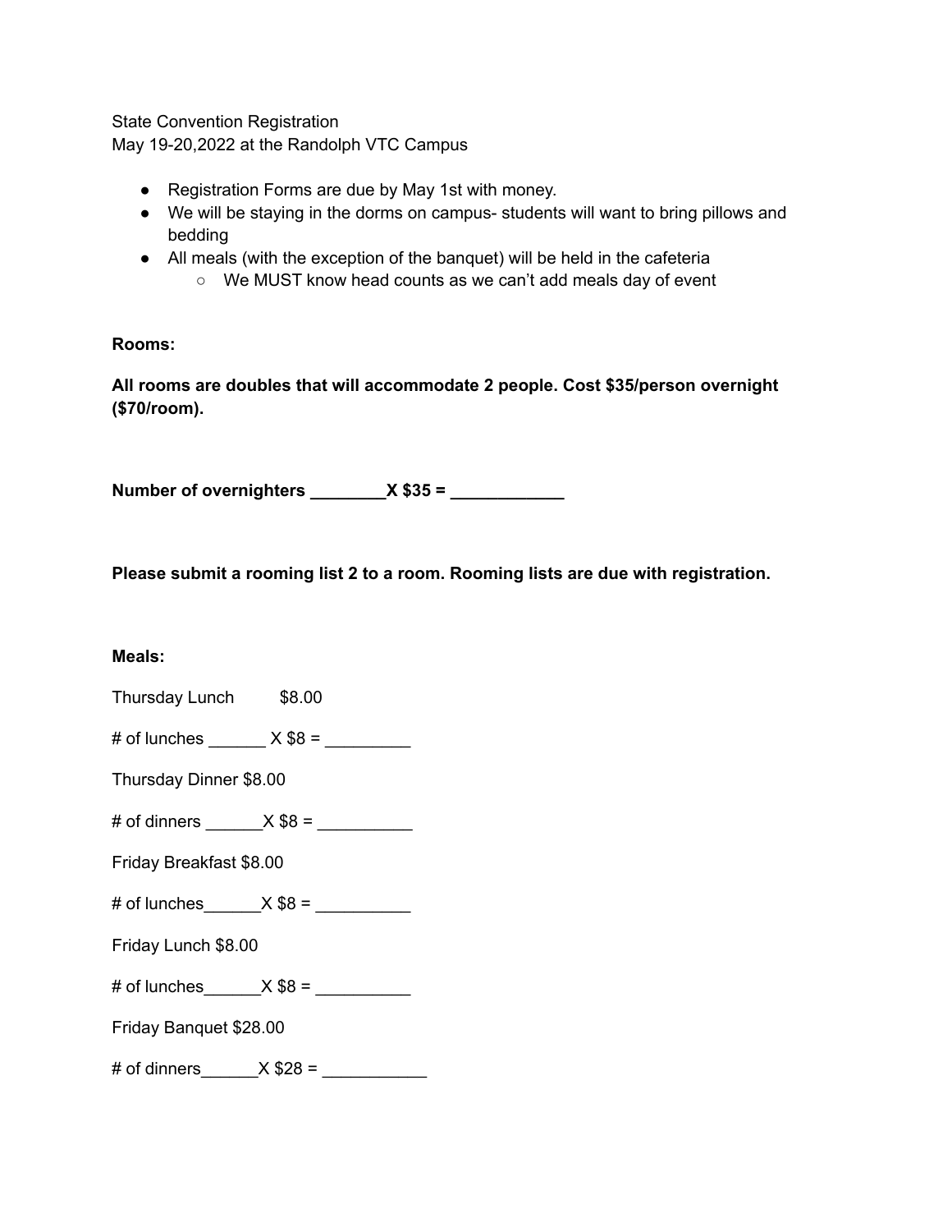State Convention Registration
May 19-20,2022 at the Randolph VTC Campus

- Registration Forms are due by May 1st with money.
- We will be staying in the dorms on campus- students will want to bring pillows and bedding
- All meals (with the exception of the banquet) will be held in the cafeteria
  - We MUST know head counts as we can't add meals day of event

**Rooms:**

**All rooms are doubles that will accommodate 2 people. Cost $35/person overnight ($70/room).**

**Number of overnighters ________X $35 = ____________**

**Please submit a rooming list 2 to a room. Rooming lists are due with registration.**

**Meals:**

Thursday Lunch $8.00

# of lunches ______ X $8 = _________

Thursday Dinner $8.00

# of dinners ______X $8 = __________

Friday Breakfast $8.00

# of lunches______X $8 = __________

Friday Lunch $8.00

# of lunches______X $8 = __________

Friday Banquet $28.00

# of dinners______X $28 = ___________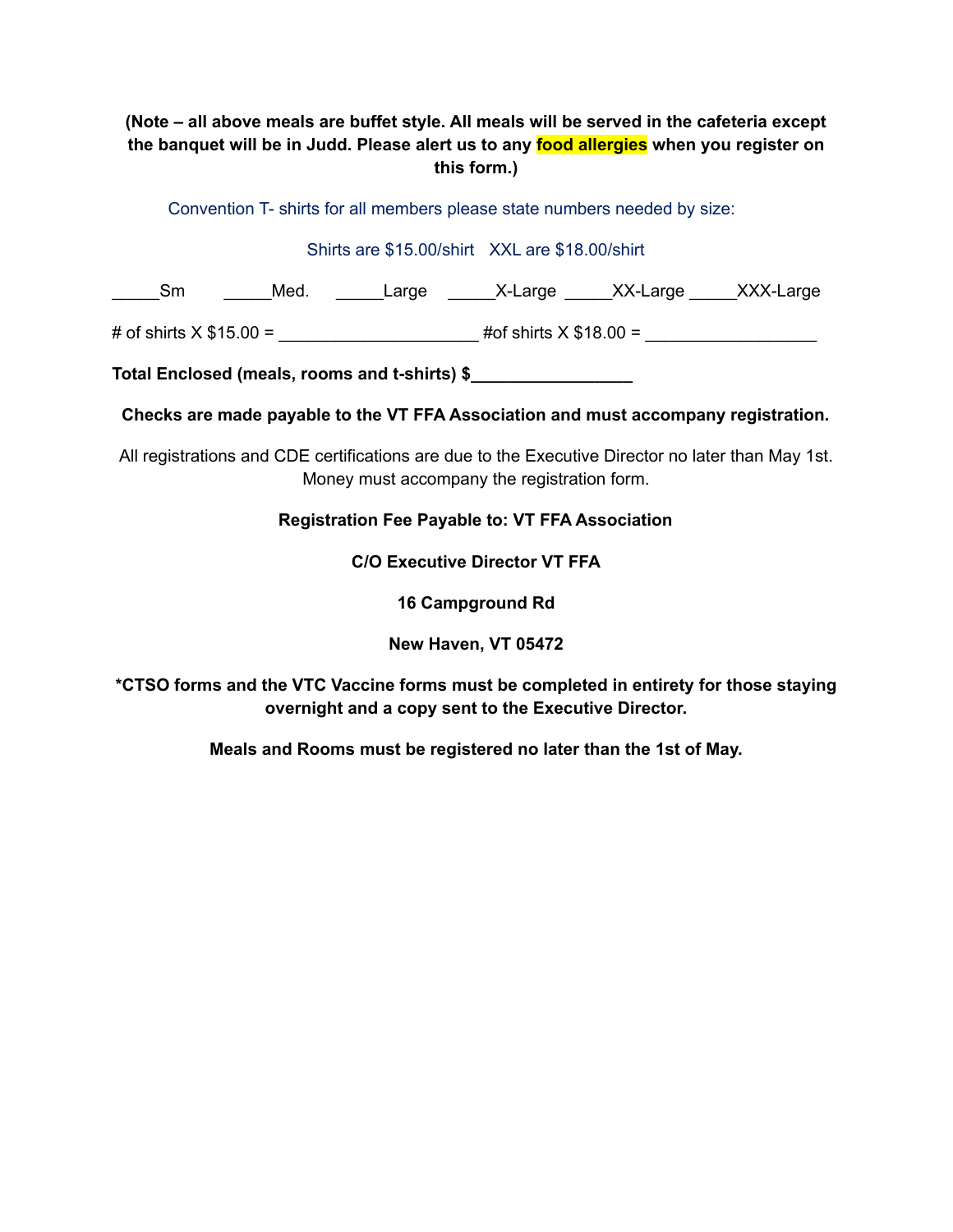**(Note – all above meals are buffet style. All meals will be served in the cafeteria except the banquet will be in Judd. Please alert us to any food allergies when you register on this form.)**

Convention T- shirts for all members please state numbers needed by size:

Shirts are $15.00/shirt XXL are $18.00/shirt

_____Sm _____Med. _____Large _____X-Large _____XX-Large _____XXX-Large

# of shirts X $15.00 = ____________________ #of shirts X $18.00 = _________________

**Total Enclosed (meals, rooms and t-shirts) $________________**

**Checks are made payable to the VT FFA Association and must accompany registration.**

All registrations and CDE certifications are due to the Executive Director no later than May 1st. Money must accompany the registration form.

**Registration Fee Payable to: VT FFA Association**

**C/O Executive Director VT FFA**

**16 Campground Rd**

**New Haven, VT 05472**

**\*CTSO forms and the VTC Vaccine forms must be completed in entirety for those staying overnight and a copy sent to the Executive Director.**

**Meals and Rooms must be registered no later than the 1st of May.**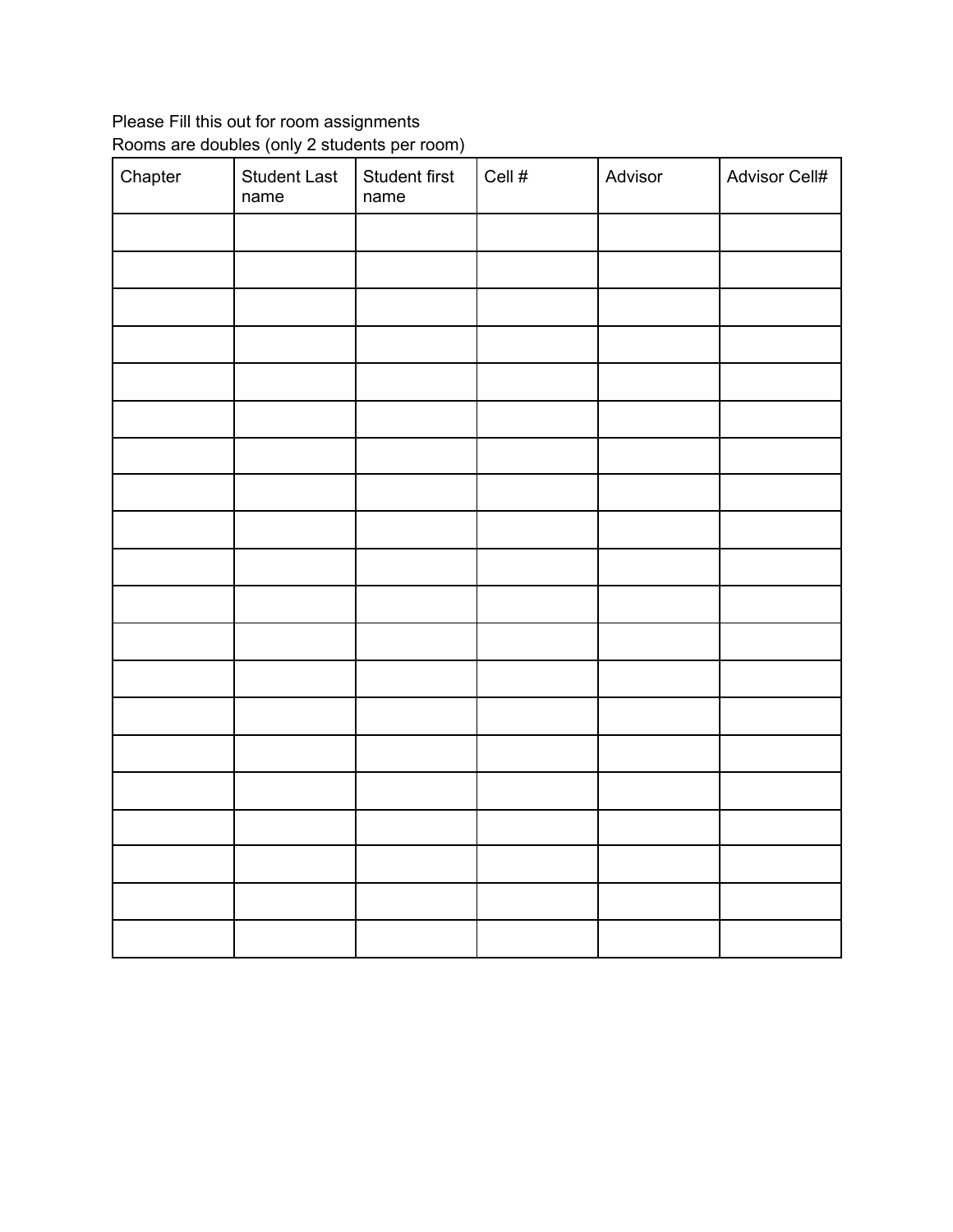Please Fill this out for room assignments
Rooms are doubles (only 2 students per room)

| Chapter | Student Last name | Student first name | Cell # | Advisor | Advisor Cell# |
|---|---|---|---|---|---|
| | | | | | |
| | | | | | |
| | | | | | |
| | | | | | |
| | | | | | |
| | | | | | |
| | | | | | |
| | | | | | |
| | | | | | |
| | | | | | |
| | | | | | |
| | | | | | |
| | | | | | |
| | | | | | |
| | | | | | |
| | | | | | |
| | | | | | |
| | | | | | |
| | | | | | |
| | | | | | |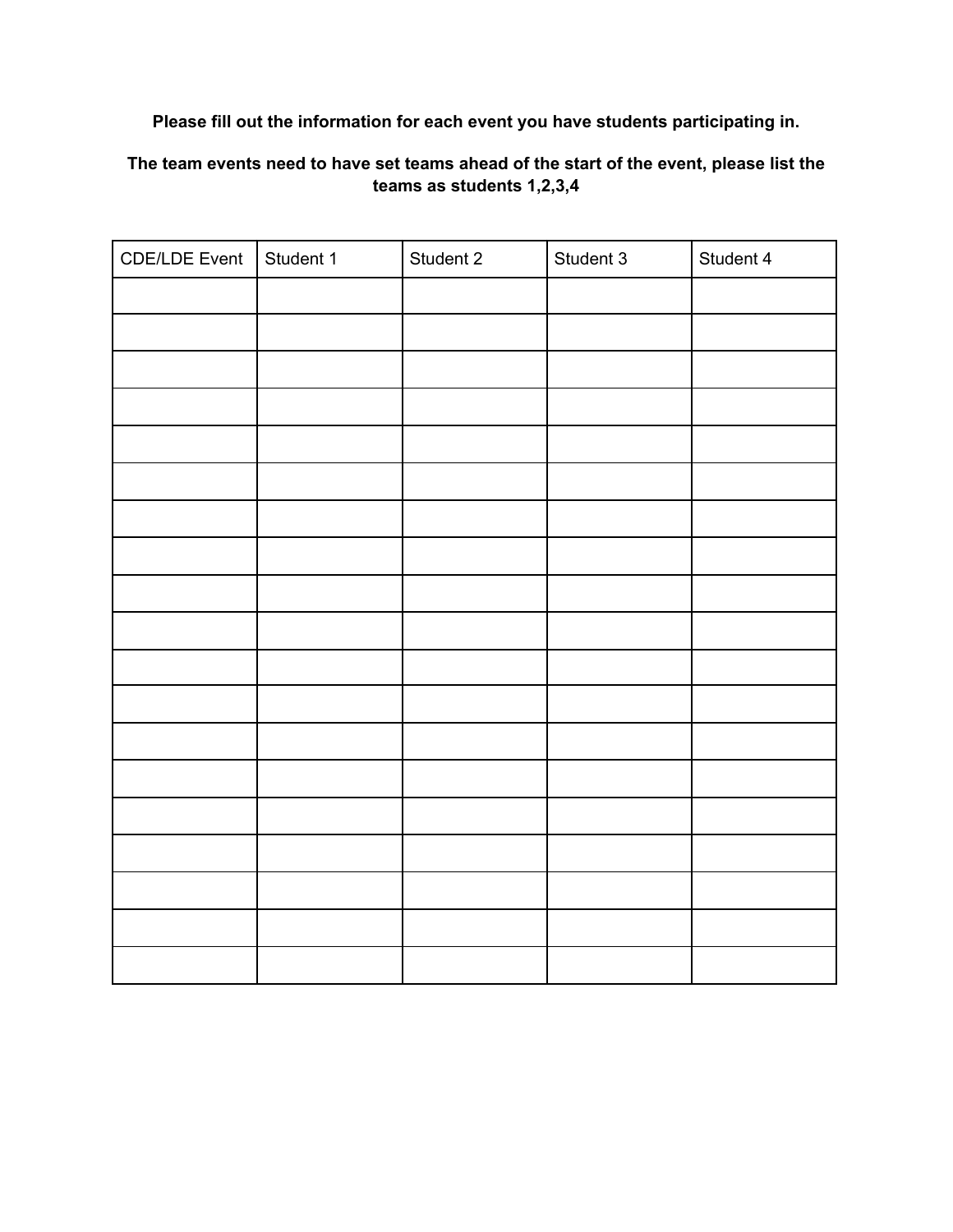**Please fill out the information for each event you have students participating in.**

**The team events need to have set teams ahead of the start of the event, please list the teams as students 1,2,3,4**

| CDE/LDE Event | Student 1 | Student 2 | Student 3 | Student 4 |
|---|---|---|---|---|
| | | | | |
| | | | | |
| | | | | |
| | | | | |
| | | | | |
| | | | | |
| | | | | |
| | | | | |
| | | | | |
| | | | | |
| | | | | |
| | | | | |
| | | | | |
| | | | | |
| | | | | |
| | | | | |
| | | | | |
| | | | | |
| | | | | |